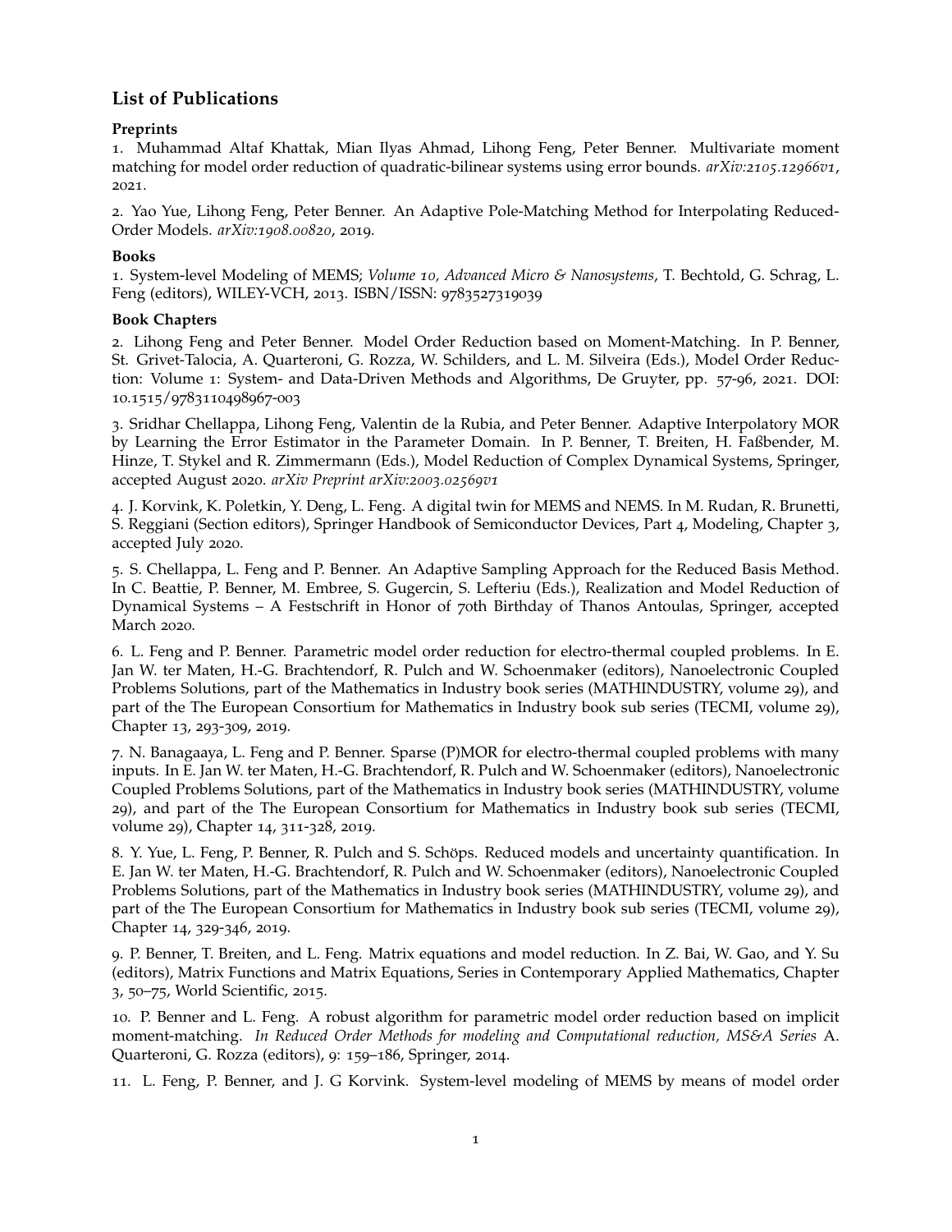## List of Publications

### Preprints

1. Muhammad Altaf Khattak, Mian Ilyas Ahmad, Lihong Feng, Peter Benner. Multivariate moment matching for model order reduction of quadratic-bilinear systems using error bounds. *arXiv:2105.12966v1*, 2021.

2. Yao Yue, Lihong Feng, Peter Benner. An Adaptive Pole-Matching Method for Interpolating Reduced-Order Models. *arXiv:1908.00820*, 2019.

### Books

1. System-level Modeling of MEMS; *Volume 10, Advanced Micro & Nanosystems*, T. Bechtold, G. Schrag, L. Feng (editors), WILEY-VCH, 2013. ISBN/ISSN: 9783527319039

### Book Chapters

2. Lihong Feng and Peter Benner. Model Order Reduction based on Moment-Matching. In P. Benner, St. Grivet-Talocia, A. Quarteroni, G. Rozza, W. Schilders, and L. M. Silveira (Eds.), Model Order Reduction: Volume 1: System- and Data-Driven Methods and Algorithms, De Gruyter, pp. 57-96, 2021. DOI: 10.1515/9783110498967-003

3. Sridhar Chellappa, Lihong Feng, Valentin de la Rubia, and Peter Benner. Adaptive Interpolatory MOR by Learning the Error Estimator in the Parameter Domain. In P. Benner, T. Breiten, H. Faßbender, M. Hinze, T. Stykel and R. Zimmermann (Eds.), Model Reduction of Complex Dynamical Systems, Springer, accepted August 2020. *arXiv Preprint arXiv:2003.02569v1*

4. J. Korvink, K. Poletkin, Y. Deng, L. Feng. A digital twin for MEMS and NEMS. In M. Rudan, R. Brunetti, S. Reggiani (Section editors), Springer Handbook of Semiconductor Devices, Part 4, Modeling, Chapter 3, accepted July 2020.

5. S. Chellappa, L. Feng and P. Benner. An Adaptive Sampling Approach for the Reduced Basis Method. In C. Beattie, P. Benner, M. Embree, S. Gugercin, S. Lefteriu (Eds.), Realization and Model Reduction of Dynamical Systems – A Festschrift in Honor of 70th Birthday of Thanos Antoulas, Springer, accepted March 2020.

6. L. Feng and P. Benner. Parametric model order reduction for electro-thermal coupled problems. In E. Jan W. ter Maten, H.-G. Brachtendorf, R. Pulch and W. Schoenmaker (editors), Nanoelectronic Coupled Problems Solutions, part of the Mathematics in Industry book series (MATHINDUSTRY, volume 29), and part of the The European Consortium for Mathematics in Industry book sub series (TECMI, volume 29), Chapter 13, 293-309, 2019.

7. N. Banagaaya, L. Feng and P. Benner. Sparse (P)MOR for electro-thermal coupled problems with many inputs. In E. Jan W. ter Maten, H.-G. Brachtendorf, R. Pulch and W. Schoenmaker (editors), Nanoelectronic Coupled Problems Solutions, part of the Mathematics in Industry book series (MATHINDUSTRY, volume 29), and part of the The European Consortium for Mathematics in Industry book sub series (TECMI, volume 29), Chapter 14, 311-328, 2019.

8. Y. Yue, L. Feng, P. Benner, R. Pulch and S. Schöps. Reduced models and uncertainty quantification. In E. Jan W. ter Maten, H.-G. Brachtendorf, R. Pulch and W. Schoenmaker (editors), Nanoelectronic Coupled Problems Solutions, part of the Mathematics in Industry book series (MATHINDUSTRY, volume 29), and part of the The European Consortium for Mathematics in Industry book sub series (TECMI, volume 29), Chapter 14, 329-346, 2019.

9. P. Benner, T. Breiten, and L. Feng. Matrix equations and model reduction. In Z. Bai, W. Gao, and Y. Su (editors), Matrix Functions and Matrix Equations, Series in Contemporary Applied Mathematics, Chapter 3, 50–75, World Scientific, 2015.

10. P. Benner and L. Feng. A robust algorithm for parametric model order reduction based on implicit moment-matching. *In Reduced Order Methods for modeling and Computational reduction, MS&A Series* A. Quarteroni, G. Rozza (editors), 9: 159–186, Springer, 2014.

11. L. Feng, P. Benner, and J. G Korvink. System-level modeling of MEMS by means of model order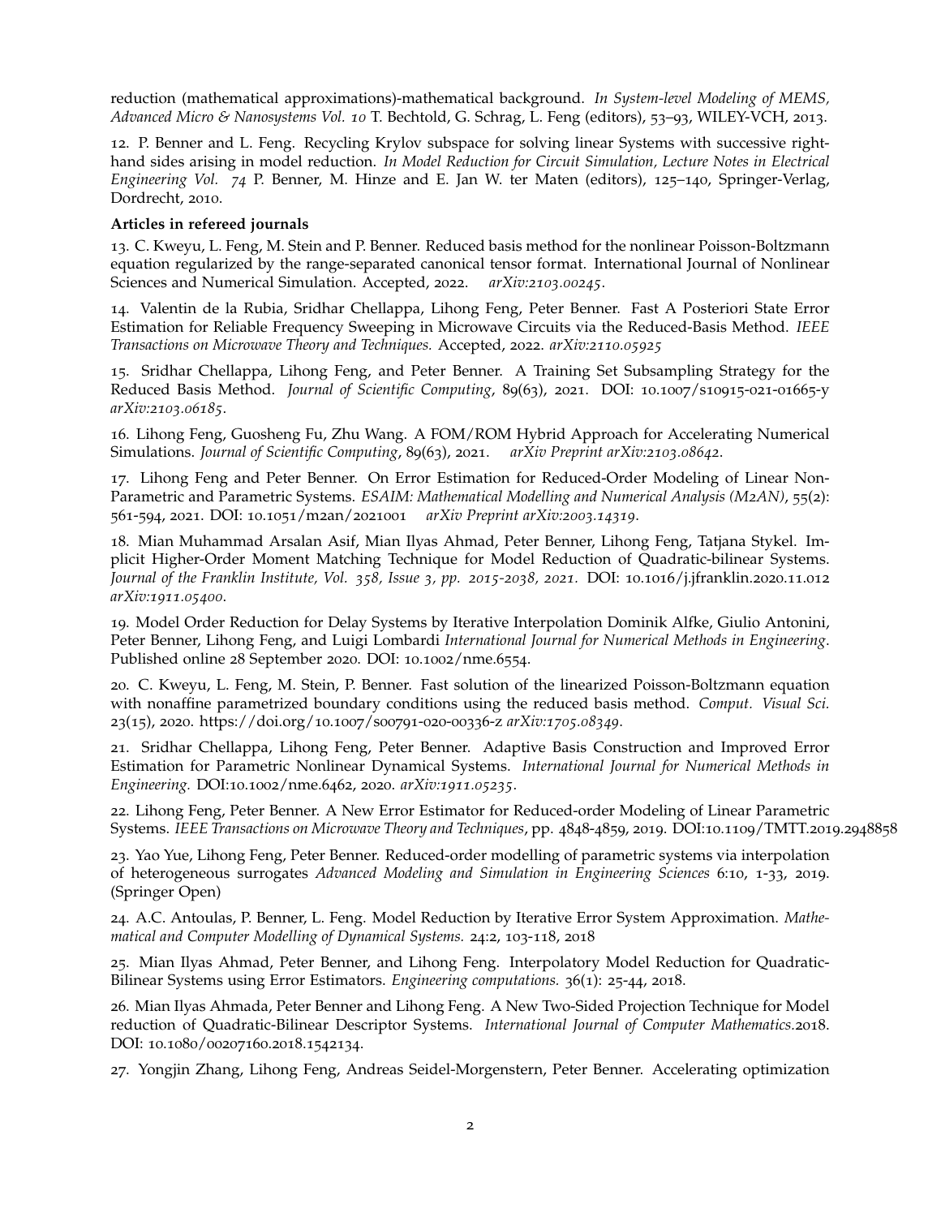reduction (mathematical approximations)-mathematical background. *In System-level Modeling of MEMS, Advanced Micro & Nanosystems Vol. 10* T. Bechtold, G. Schrag, L. Feng (editors), 53–93, WILEY-VCH, 2013.

12. P. Benner and L. Feng. Recycling Krylov subspace for solving linear Systems with successive right-hand sides arising in model reduction. *In Model Reduction for Circuit Simulation, Lecture Notes in Electrical Engineering Vol. 74* P. Benner, M. Hinze and E. Jan W. ter Maten (editors), 125–140, Springer-Verlag, Dordrecht, 2010.

**Articles in refereed journals**

13. C. Kweyu, L. Feng, M. Stein and P. Benner. Reduced basis method for the nonlinear Poisson-Boltzmann equation regularized by the range-separated canonical tensor format. International Journal of Nonlinear Sciences and Numerical Simulation. Accepted, 2022. *arXiv:2103.00245*.

14. Valentin de la Rubia, Sridhar Chellappa, Lihong Feng, Peter Benner. Fast A Posteriori State Error Estimation for Reliable Frequency Sweeping in Microwave Circuits via the Reduced-Basis Method. *IEEE Transactions on Microwave Theory and Techniques.* Accepted, 2022. *arXiv:2110.05925*

15. Sridhar Chellappa, Lihong Feng, and Peter Benner. A Training Set Subsampling Strategy for the Reduced Basis Method. *Journal of Scientific Computing*, 89(63), 2021. DOI: 10.1007/s10915-021-01665-y *arXiv:2103.06185*.

16. Lihong Feng, Guosheng Fu, Zhu Wang. A FOM/ROM Hybrid Approach for Accelerating Numerical Simulations. *Journal of Scientific Computing*, 89(63), 2021. *arXiv Preprint arXiv:2103.08642*.

17. Lihong Feng and Peter Benner. On Error Estimation for Reduced-Order Modeling of Linear Non-Parametric and Parametric Systems. *ESAIM: Mathematical Modelling and Numerical Analysis (M2AN)*, 55(2): 561-594, 2021. DOI: 10.1051/m2an/2021001 *arXiv Preprint arXiv:2003.14319*.

18. Mian Muhammad Arsalan Asif, Mian Ilyas Ahmad, Peter Benner, Lihong Feng, Tatjana Stykel. Implicit Higher-Order Moment Matching Technique for Model Reduction of Quadratic-bilinear Systems. *Journal of the Franklin Institute, Vol. 358, Issue 3, pp. 2015-2038, 2021.* DOI: 10.1016/j.jfranklin.2020.11.012 *arXiv:1911.05400*.

19. Model Order Reduction for Delay Systems by Iterative Interpolation Dominik Alfke, Giulio Antonini, Peter Benner, Lihong Feng, and Luigi Lombardi *International Journal for Numerical Methods in Engineering*. Published online 28 September 2020. DOI: 10.1002/nme.6554.

20. C. Kweyu, L. Feng, M. Stein, P. Benner. Fast solution of the linearized Poisson-Boltzmann equation with nonaffine parametrized boundary conditions using the reduced basis method. *Comput. Visual Sci.* 23(15), 2020. https://doi.org/10.1007/s00791-020-00336-z *arXiv:1705.08349*.

21. Sridhar Chellappa, Lihong Feng, Peter Benner. Adaptive Basis Construction and Improved Error Estimation for Parametric Nonlinear Dynamical Systems. *International Journal for Numerical Methods in Engineering.* DOI:10.1002/nme.6462, 2020. *arXiv:1911.05235*.

22. Lihong Feng, Peter Benner. A New Error Estimator for Reduced-order Modeling of Linear Parametric Systems. *IEEE Transactions on Microwave Theory and Techniques*, pp. 4848-4859, 2019. DOI:10.1109/TMTT.2019.2948858

23. Yao Yue, Lihong Feng, Peter Benner. Reduced-order modelling of parametric systems via interpolation of heterogeneous surrogates *Advanced Modeling and Simulation in Engineering Sciences* 6:10, 1-33, 2019. (Springer Open)

24. A.C. Antoulas, P. Benner, L. Feng. Model Reduction by Iterative Error System Approximation. *Mathematical and Computer Modelling of Dynamical Systems.* 24:2, 103-118, 2018

25. Mian Ilyas Ahmad, Peter Benner, and Lihong Feng. Interpolatory Model Reduction for Quadratic-Bilinear Systems using Error Estimators. *Engineering computations.* 36(1): 25-44, 2018.

26. Mian Ilyas Ahmada, Peter Benner and Lihong Feng. A New Two-Sided Projection Technique for Model reduction of Quadratic-Bilinear Descriptor Systems. *International Journal of Computer Mathematics.*2018. DOI: 10.1080/00207160.2018.1542134.

27. Yongjin Zhang, Lihong Feng, Andreas Seidel-Morgenstern, Peter Benner. Accelerating optimization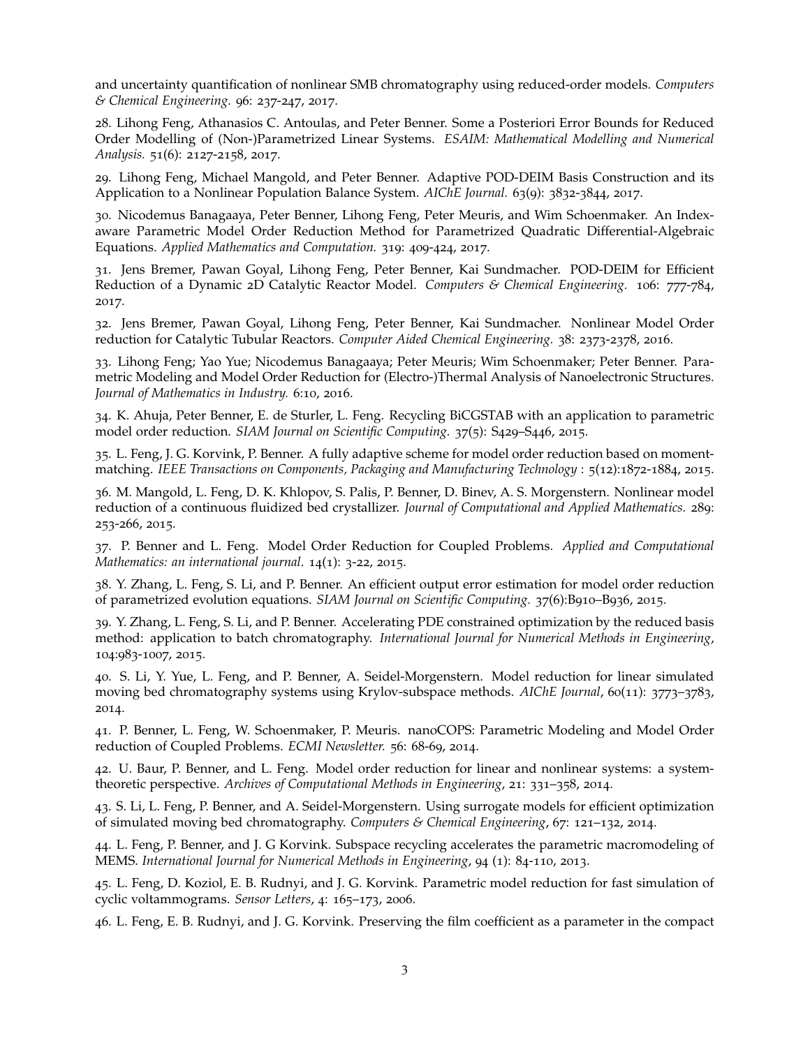and uncertainty quantification of nonlinear SMB chromatography using reduced-order models. *Computers & Chemical Engineering.* 96: 237-247, 2017.

28. Lihong Feng, Athanasios C. Antoulas, and Peter Benner. Some a Posteriori Error Bounds for Reduced Order Modelling of (Non-)Parametrized Linear Systems. *ESAIM: Mathematical Modelling and Numerical Analysis.* 51(6): 2127-2158, 2017.

29. Lihong Feng, Michael Mangold, and Peter Benner. Adaptive POD-DEIM Basis Construction and its Application to a Nonlinear Population Balance System. *AIChE Journal.* 63(9): 3832-3844, 2017.

30. Nicodemus Banagaaya, Peter Benner, Lihong Feng, Peter Meuris, and Wim Schoenmaker. An Index-aware Parametric Model Order Reduction Method for Parametrized Quadratic Differential-Algebraic Equations. *Applied Mathematics and Computation.* 319: 409-424, 2017.

31. Jens Bremer, Pawan Goyal, Lihong Feng, Peter Benner, Kai Sundmacher. POD-DEIM for Efficient Reduction of a Dynamic 2D Catalytic Reactor Model. *Computers & Chemical Engineering.* 106: 777-784, 2017.

32. Jens Bremer, Pawan Goyal, Lihong Feng, Peter Benner, Kai Sundmacher. Nonlinear Model Order reduction for Catalytic Tubular Reactors. *Computer Aided Chemical Engineering.* 38: 2373-2378, 2016.

33. Lihong Feng; Yao Yue; Nicodemus Banagaaya; Peter Meuris; Wim Schoenmaker; Peter Benner. Parametric Modeling and Model Order Reduction for (Electro-)Thermal Analysis of Nanoelectronic Structures. *Journal of Mathematics in Industry.* 6:10, 2016.

34. K. Ahuja, Peter Benner, E. de Sturler, L. Feng. Recycling BiCGSTAB with an application to parametric model order reduction. *SIAM Journal on Scientific Computing.* 37(5): S429–S446, 2015.

35. L. Feng, J. G. Korvink, P. Benner. A fully adaptive scheme for model order reduction based on moment-matching. *IEEE Transactions on Components, Packaging and Manufacturing Technology* : 5(12):1872-1884, 2015.

36. M. Mangold, L. Feng, D. K. Khlopov, S. Palis, P. Benner, D. Binev, A. S. Morgenstern. Nonlinear model reduction of a continuous fluidized bed crystallizer. *Journal of Computational and Applied Mathematics.* 289: 253-266, 2015.

37. P. Benner and L. Feng. Model Order Reduction for Coupled Problems. *Applied and Computational Mathematics: an international journal*. 14(1): 3-22, 2015.

38. Y. Zhang, L. Feng, S. Li, and P. Benner. An efficient output error estimation for model order reduction of parametrized evolution equations. *SIAM Journal on Scientific Computing.* 37(6):B910–B936, 2015.

39. Y. Zhang, L. Feng, S. Li, and P. Benner. Accelerating PDE constrained optimization by the reduced basis method: application to batch chromatography. *International Journal for Numerical Methods in Engineering*, 104:983-1007, 2015.

40. S. Li, Y. Yue, L. Feng, and P. Benner, A. Seidel-Morgenstern. Model reduction for linear simulated moving bed chromatography systems using Krylov-subspace methods. *AIChE Journal*, 60(11): 3773–3783, 2014.

41. P. Benner, L. Feng, W. Schoenmaker, P. Meuris. nanoCOPS: Parametric Modeling and Model Order reduction of Coupled Problems. *ECMI Newsletter.* 56: 68-69, 2014.

42. U. Baur, P. Benner, and L. Feng. Model order reduction for linear and nonlinear systems: a system-theoretic perspective. *Archives of Computational Methods in Engineering*, 21: 331–358, 2014.

43. S. Li, L. Feng, P. Benner, and A. Seidel-Morgenstern. Using surrogate models for efficient optimization of simulated moving bed chromatography. *Computers & Chemical Engineering*, 67: 121–132, 2014.

44. L. Feng, P. Benner, and J. G Korvink. Subspace recycling accelerates the parametric macromodeling of MEMS. *International Journal for Numerical Methods in Engineering*, 94 (1): 84-110, 2013.

45. L. Feng, D. Koziol, E. B. Rudnyi, and J. G. Korvink. Parametric model reduction for fast simulation of cyclic voltammograms. *Sensor Letters*, 4: 165–173, 2006.

46. L. Feng, E. B. Rudnyi, and J. G. Korvink. Preserving the film coefficient as a parameter in the compact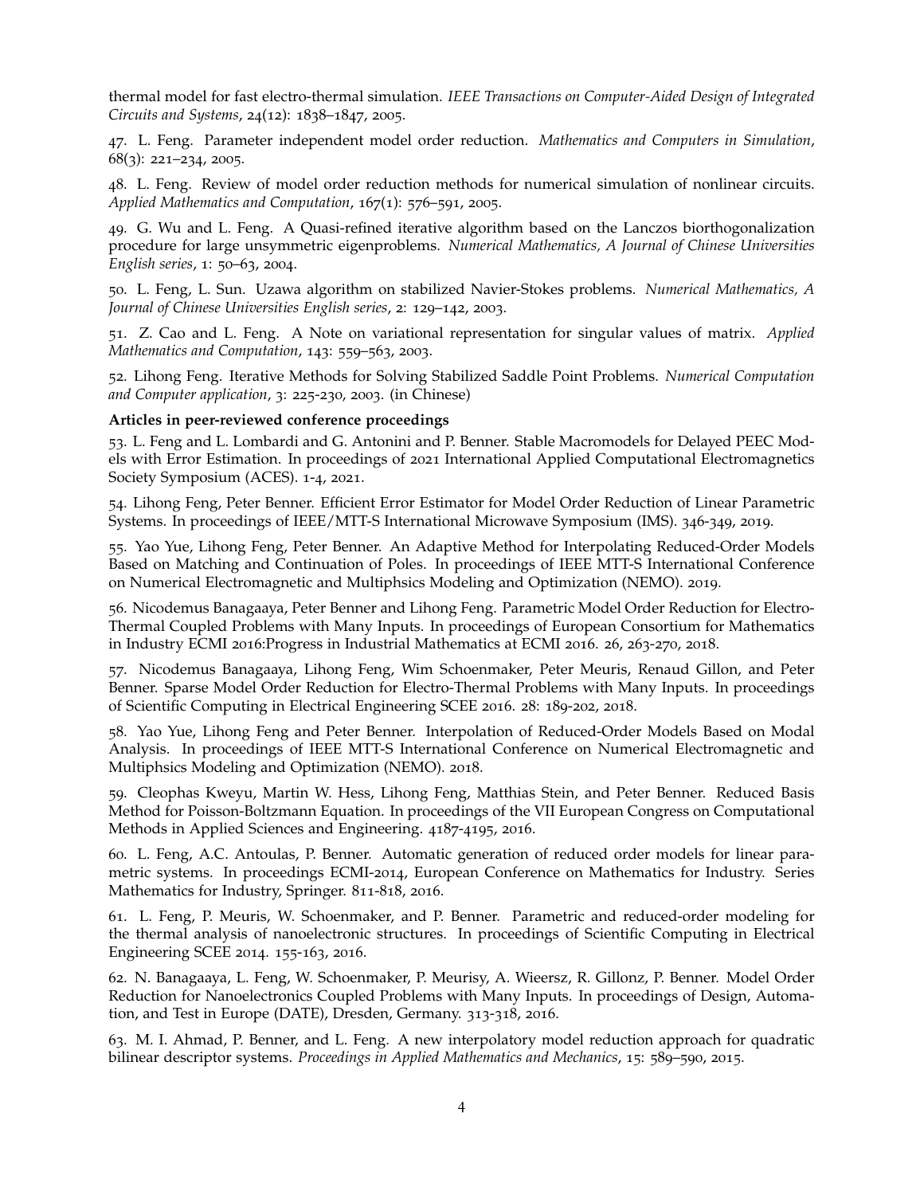thermal model for fast electro-thermal simulation. *IEEE Transactions on Computer-Aided Design of Integrated Circuits and Systems*, 24(12): 1838–1847, 2005.

47. L. Feng. Parameter independent model order reduction. *Mathematics and Computers in Simulation*, 68(3): 221–234, 2005.

48. L. Feng. Review of model order reduction methods for numerical simulation of nonlinear circuits. *Applied Mathematics and Computation*, 167(1): 576–591, 2005.

49. G. Wu and L. Feng. A Quasi-refined iterative algorithm based on the Lanczos biorthogonalization procedure for large unsymmetric eigenproblems. *Numerical Mathematics, A Journal of Chinese Universities English series*, 1: 50–63, 2004.

50. L. Feng, L. Sun. Uzawa algorithm on stabilized Navier-Stokes problems. *Numerical Mathematics, A Journal of Chinese Universities English series*, 2: 129–142, 2003.

51. Z. Cao and L. Feng. A Note on variational representation for singular values of matrix. *Applied Mathematics and Computation*, 143: 559–563, 2003.

52. Lihong Feng. Iterative Methods for Solving Stabilized Saddle Point Problems. *Numerical Computation and Computer application*, 3: 225-230, 2003. (in Chinese)

**Articles in peer-reviewed conference proceedings**

53. L. Feng and L. Lombardi and G. Antonini and P. Benner. Stable Macromodels for Delayed PEEC Models with Error Estimation. In proceedings of 2021 International Applied Computational Electromagnetics Society Symposium (ACES). 1-4, 2021.

54. Lihong Feng, Peter Benner. Efficient Error Estimator for Model Order Reduction of Linear Parametric Systems. In proceedings of IEEE/MTT-S International Microwave Symposium (IMS). 346-349, 2019.

55. Yao Yue, Lihong Feng, Peter Benner. An Adaptive Method for Interpolating Reduced-Order Models Based on Matching and Continuation of Poles. In proceedings of IEEE MTT-S International Conference on Numerical Electromagnetic and Multiphsics Modeling and Optimization (NEMO). 2019.

56. Nicodemus Banagaaya, Peter Benner and Lihong Feng. Parametric Model Order Reduction for Electro-Thermal Coupled Problems with Many Inputs. In proceedings of European Consortium for Mathematics in Industry ECMI 2016:Progress in Industrial Mathematics at ECMI 2016. 26, 263-270, 2018.

57. Nicodemus Banagaaya, Lihong Feng, Wim Schoenmaker, Peter Meuris, Renaud Gillon, and Peter Benner. Sparse Model Order Reduction for Electro-Thermal Problems with Many Inputs. In proceedings of Scientific Computing in Electrical Engineering SCEE 2016. 28: 189-202, 2018.

58. Yao Yue, Lihong Feng and Peter Benner. Interpolation of Reduced-Order Models Based on Modal Analysis. In proceedings of IEEE MTT-S International Conference on Numerical Electromagnetic and Multiphsics Modeling and Optimization (NEMO). 2018.

59. Cleophas Kweyu, Martin W. Hess, Lihong Feng, Matthias Stein, and Peter Benner. Reduced Basis Method for Poisson-Boltzmann Equation. In proceedings of the VII European Congress on Computational Methods in Applied Sciences and Engineering. 4187-4195, 2016.

60. L. Feng, A.C. Antoulas, P. Benner. Automatic generation of reduced order models for linear parametric systems. In proceedings ECMI-2014, European Conference on Mathematics for Industry. Series Mathematics for Industry, Springer. 811-818, 2016.

61. L. Feng, P. Meuris, W. Schoenmaker, and P. Benner. Parametric and reduced-order modeling for the thermal analysis of nanoelectronic structures. In proceedings of Scientific Computing in Electrical Engineering SCEE 2014. 155-163, 2016.

62. N. Banagaaya, L. Feng, W. Schoenmaker, P. Meurisy, A. Wieersz, R. Gillonz, P. Benner. Model Order Reduction for Nanoelectronics Coupled Problems with Many Inputs. In proceedings of Design, Automation, and Test in Europe (DATE), Dresden, Germany. 313-318, 2016.

63. M. I. Ahmad, P. Benner, and L. Feng. A new interpolatory model reduction approach for quadratic bilinear descriptor systems. *Proceedings in Applied Mathematics and Mechanics*, 15: 589–590, 2015.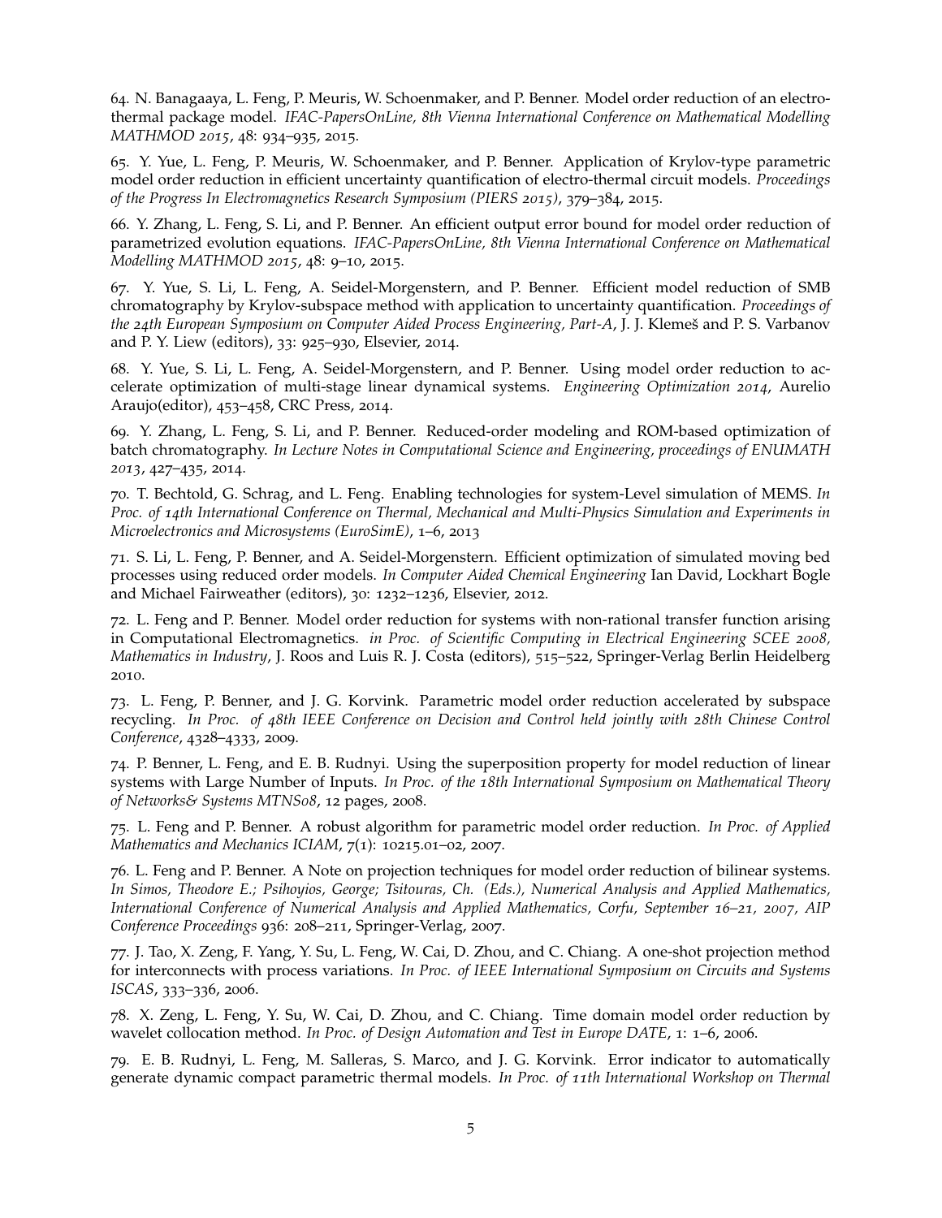64. N. Banagaaya, L. Feng, P. Meuris, W. Schoenmaker, and P. Benner. Model order reduction of an electro-thermal package model. *IFAC-PapersOnLine, 8th Vienna International Conference on Mathematical Modelling MATHMOD 2015*, 48: 934–935, 2015.

65. Y. Yue, L. Feng, P. Meuris, W. Schoenmaker, and P. Benner. Application of Krylov-type parametric model order reduction in efficient uncertainty quantification of electro-thermal circuit models. *Proceedings of the Progress In Electromagnetics Research Symposium (PIERS 2015)*, 379–384, 2015.

66. Y. Zhang, L. Feng, S. Li, and P. Benner. An efficient output error bound for model order reduction of parametrized evolution equations. *IFAC-PapersOnLine, 8th Vienna International Conference on Mathematical Modelling MATHMOD 2015*, 48: 9–10, 2015.

67. Y. Yue, S. Li, L. Feng, A. Seidel-Morgenstern, and P. Benner. Efficient model reduction of SMB chromatography by Krylov-subspace method with application to uncertainty quantification. *Proceedings of the 24th European Symposium on Computer Aided Process Engineering, Part-A*, J. J. Klemeš and P. S. Varbanov and P. Y. Liew (editors), 33: 925–930, Elsevier, 2014.

68. Y. Yue, S. Li, L. Feng, A. Seidel-Morgenstern, and P. Benner. Using model order reduction to accelerate optimization of multi-stage linear dynamical systems. *Engineering Optimization 2014*, Aurelio Araujo(editor), 453–458, CRC Press, 2014.

69. Y. Zhang, L. Feng, S. Li, and P. Benner. Reduced-order modeling and ROM-based optimization of batch chromatography. *In Lecture Notes in Computational Science and Engineering, proceedings of ENUMATH 2013*, 427–435, 2014.

70. T. Bechtold, G. Schrag, and L. Feng. Enabling technologies for system-Level simulation of MEMS. *In Proc. of 14th International Conference on Thermal, Mechanical and Multi-Physics Simulation and Experiments in Microelectronics and Microsystems (EuroSimE)*, 1–6, 2013

71. S. Li, L. Feng, P. Benner, and A. Seidel-Morgenstern. Efficient optimization of simulated moving bed processes using reduced order models. *In Computer Aided Chemical Engineering* Ian David, Lockhart Bogle and Michael Fairweather (editors), 30: 1232–1236, Elsevier, 2012.

72. L. Feng and P. Benner. Model order reduction for systems with non-rational transfer function arising in Computational Electromagnetics. *in Proc. of Scientific Computing in Electrical Engineering SCEE 2008, Mathematics in Industry*, J. Roos and Luis R. J. Costa (editors), 515–522, Springer-Verlag Berlin Heidelberg 2010.

73. L. Feng, P. Benner, and J. G. Korvink. Parametric model order reduction accelerated by subspace recycling. *In Proc. of 48th IEEE Conference on Decision and Control held jointly with 28th Chinese Control Conference*, 4328–4333, 2009.

74. P. Benner, L. Feng, and E. B. Rudnyi. Using the superposition property for model reduction of linear systems with Large Number of Inputs. *In Proc. of the 18th International Symposium on Mathematical Theory of Networks& Systems MTNS08*, 12 pages, 2008.

75. L. Feng and P. Benner. A robust algorithm for parametric model order reduction. *In Proc. of Applied Mathematics and Mechanics ICIAM*, 7(1): 10215.01–02, 2007.

76. L. Feng and P. Benner. A Note on projection techniques for model order reduction of bilinear systems. *In Simos, Theodore E.; Psihoyios, George; Tsitouras, Ch. (Eds.), Numerical Analysis and Applied Mathematics, International Conference of Numerical Analysis and Applied Mathematics, Corfu, September 16–21, 2007, AIP Conference Proceedings* 936: 208–211, Springer-Verlag, 2007.

77. J. Tao, X. Zeng, F. Yang, Y. Su, L. Feng, W. Cai, D. Zhou, and C. Chiang. A one-shot projection method for interconnects with process variations. *In Proc. of IEEE International Symposium on Circuits and Systems ISCAS*, 333–336, 2006.

78. X. Zeng, L. Feng, Y. Su, W. Cai, D. Zhou, and C. Chiang. Time domain model order reduction by wavelet collocation method. *In Proc. of Design Automation and Test in Europe DATE*, 1: 1–6, 2006.

79. E. B. Rudnyi, L. Feng, M. Salleras, S. Marco, and J. G. Korvink. Error indicator to automatically generate dynamic compact parametric thermal models. *In Proc. of 11th International Workshop on Thermal*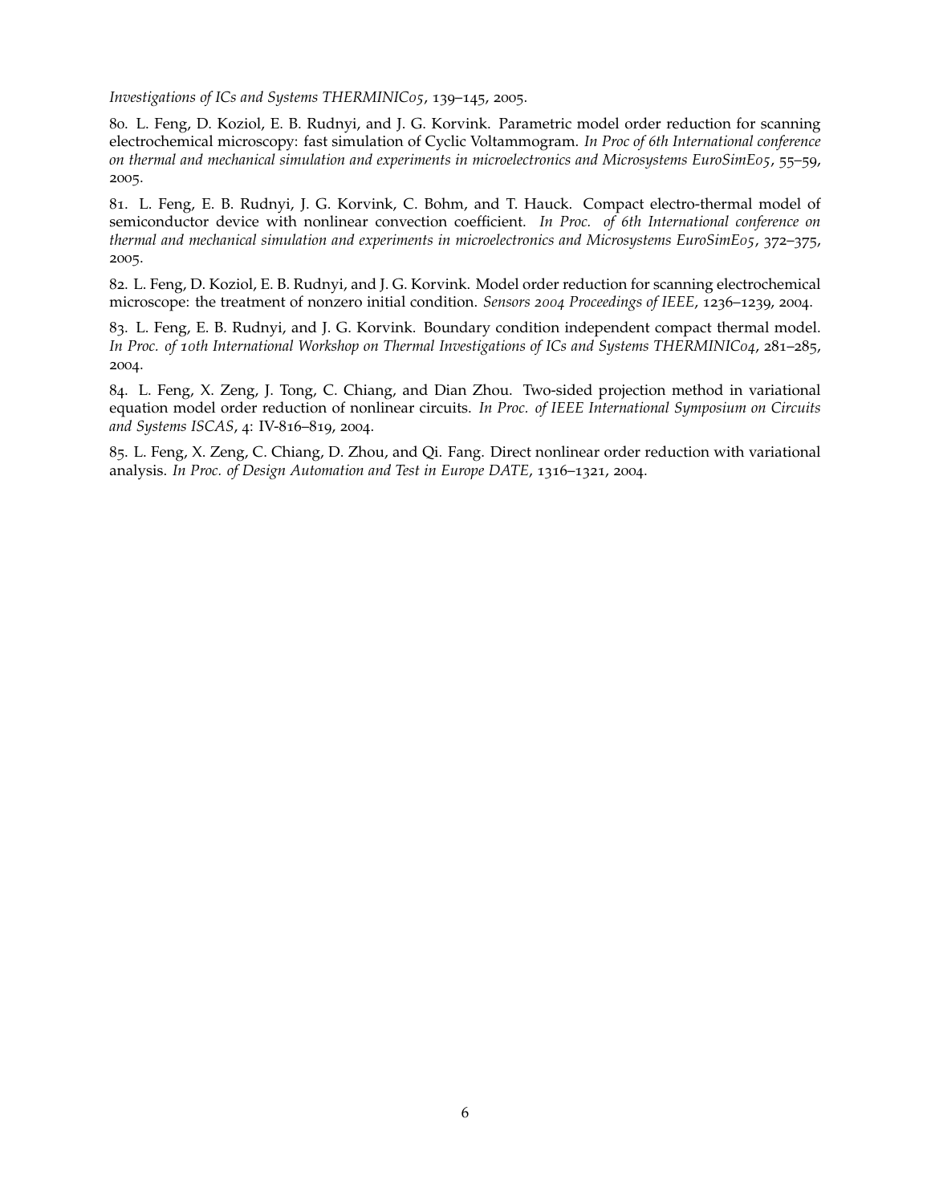*Investigations of ICs and Systems THERMINIC05*, 139–145, 2005.

80. L. Feng, D. Koziol, E. B. Rudnyi, and J. G. Korvink. Parametric model order reduction for scanning electrochemical microscopy: fast simulation of Cyclic Voltammogram. *In Proc of 6th International conference on thermal and mechanical simulation and experiments in microelectronics and Microsystems EuroSimE05*, 55–59, 2005.

81. L. Feng, E. B. Rudnyi, J. G. Korvink, C. Bohm, and T. Hauck. Compact electro-thermal model of semiconductor device with nonlinear convection coefficient. *In Proc. of 6th International conference on thermal and mechanical simulation and experiments in microelectronics and Microsystems EuroSimE05*, 372–375, 2005.

82. L. Feng, D. Koziol, E. B. Rudnyi, and J. G. Korvink. Model order reduction for scanning electrochemical microscope: the treatment of nonzero initial condition. *Sensors 2004 Proceedings of IEEE*, 1236–1239, 2004.

83. L. Feng, E. B. Rudnyi, and J. G. Korvink. Boundary condition independent compact thermal model. *In Proc. of 10th International Workshop on Thermal Investigations of ICs and Systems THERMINIC04*, 281–285, 2004.

84. L. Feng, X. Zeng, J. Tong, C. Chiang, and Dian Zhou. Two-sided projection method in variational equation model order reduction of nonlinear circuits. *In Proc. of IEEE International Symposium on Circuits and Systems ISCAS*, 4: IV-816–819, 2004.

85. L. Feng, X. Zeng, C. Chiang, D. Zhou, and Qi. Fang. Direct nonlinear order reduction with variational analysis. *In Proc. of Design Automation and Test in Europe DATE*, 1316–1321, 2004.